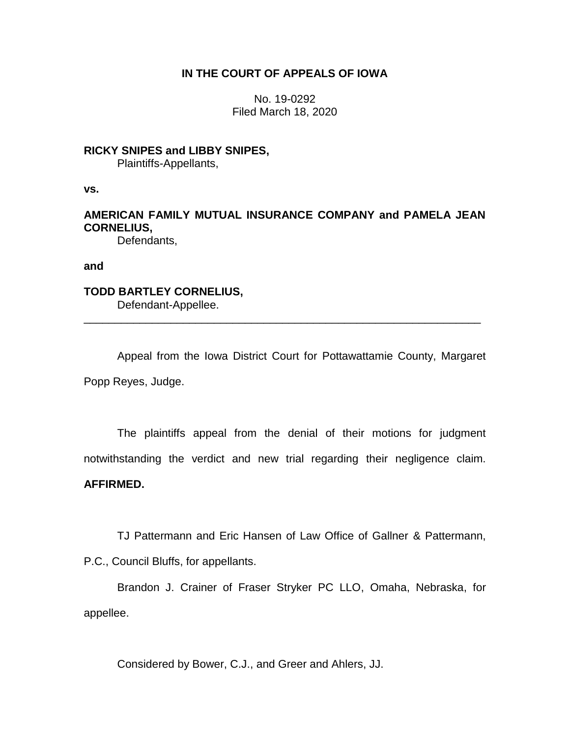**IN THE COURT OF APPEALS OF IOWA**

No. 19-0292
Filed March 18, 2020

**RICKY SNIPES and LIBBY SNIPES,**
Plaintiffs-Appellants,

**vs.**

**AMERICAN FAMILY MUTUAL INSURANCE COMPANY and PAMELA JEAN CORNELIUS,**
Defendants,

**and**

**TODD BARTLEY CORNELIUS,**
Defendant-Appellee.

---

Appeal from the Iowa District Court for Pottawattamie County, Margaret Popp Reyes, Judge.

The plaintiffs appeal from the denial of their motions for judgment notwithstanding the verdict and new trial regarding their negligence claim. **AFFIRMED.**

TJ Pattermann and Eric Hansen of Law Office of Gallner & Pattermann, P.C., Council Bluffs, for appellants.

Brandon J. Crainer of Fraser Stryker PC LLO, Omaha, Nebraska, for appellee.

Considered by Bower, C.J., and Greer and Ahlers, JJ.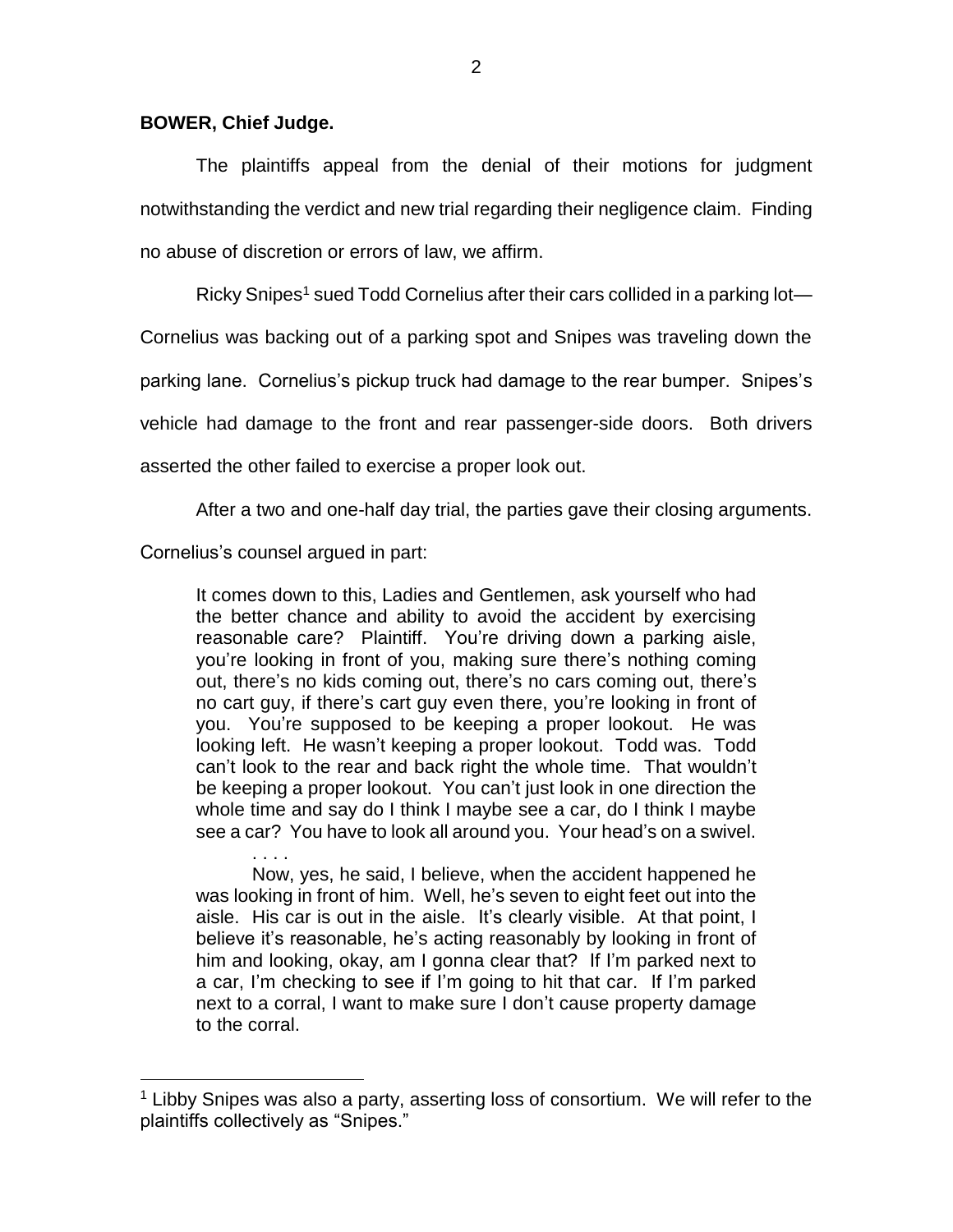**BOWER, Chief Judge.**

The plaintiffs appeal from the denial of their motions for judgment notwithstanding the verdict and new trial regarding their negligence claim. Finding no abuse of discretion or errors of law, we affirm.

Ricky Snipes[1] sued Todd Cornelius after their cars collided in a parking lot—Cornelius was backing out of a parking spot and Snipes was traveling down the parking lane. Cornelius's pickup truck had damage to the rear bumper. Snipes's vehicle had damage to the front and rear passenger-side doors. Both drivers asserted the other failed to exercise a proper look out.

After a two and one-half day trial, the parties gave their closing arguments. Cornelius's counsel argued in part:

> It comes down to this, Ladies and Gentlemen, ask yourself who had the better chance and ability to avoid the accident by exercising reasonable care? Plaintiff. You're driving down a parking aisle, you're looking in front of you, making sure there's nothing coming out, there's no kids coming out, there's no cars coming out, there's no cart guy, if there's cart guy even there, you're looking in front of you. You're supposed to be keeping a proper lookout. He was looking left. He wasn't keeping a proper lookout. Todd was. Todd can't look to the rear and back right the whole time. That wouldn't be keeping a proper lookout. You can't just look in one direction the whole time and say do I think I maybe see a car, do I think I maybe see a car? You have to look all around you. Your head's on a swivel.
>
> . . . .
>
> Now, yes, he said, I believe, when the accident happened he was looking in front of him. Well, he's seven to eight feet out into the aisle. His car is out in the aisle. It's clearly visible. At that point, I believe it's reasonable, he's acting reasonably by looking in front of him and looking, okay, am I gonna clear that? If I'm parked next to a car, I'm checking to see if I'm going to hit that car. If I'm parked next to a corral, I want to make sure I don't cause property damage to the corral.

[1] Libby Snipes was also a party, asserting loss of consortium. We will refer to the plaintiffs collectively as "Snipes."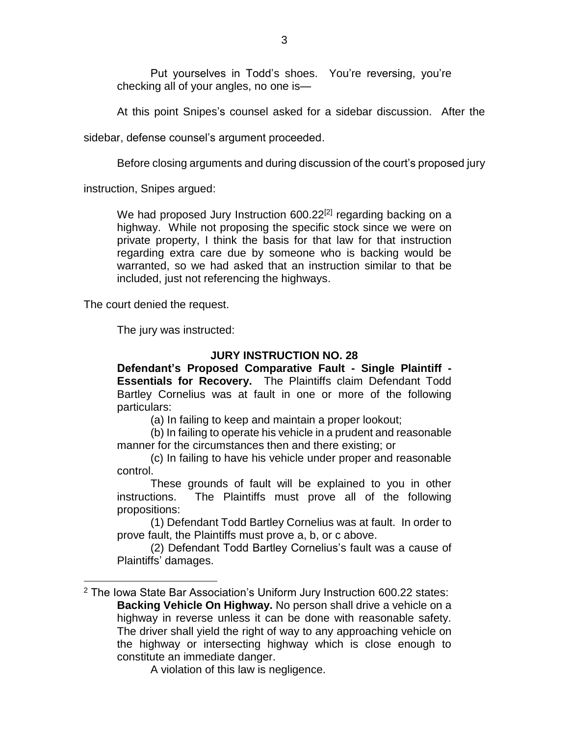> Put yourselves in Todd's shoes. You're reversing, you're checking all of your angles, no one is—

At this point Snipes's counsel asked for a sidebar discussion. After the sidebar, defense counsel's argument proceeded.

Before closing arguments and during discussion of the court's proposed jury instruction, Snipes argued:

> We had proposed Jury Instruction 600.22[2] regarding backing on a highway. While not proposing the specific stock since we were on private property, I think the basis for that law for that instruction regarding extra care due by someone who is backing would be warranted, so we had asked that an instruction similar to that be included, just not referencing the highways.

The court denied the request.

The jury was instructed:

> **JURY INSTRUCTION NO. 28**
>
> **Defendant's Proposed Comparative Fault - Single Plaintiff - Essentials for Recovery.** The Plaintiffs claim Defendant Todd Bartley Cornelius was at fault in one or more of the following particulars:
>
> (a) In failing to keep and maintain a proper lookout;
>
> (b) In failing to operate his vehicle in a prudent and reasonable manner for the circumstances then and there existing; or
>
> (c) In failing to have his vehicle under proper and reasonable control.
>
> These grounds of fault will be explained to you in other instructions. The Plaintiffs must prove all of the following propositions:
>
> (1) Defendant Todd Bartley Cornelius was at fault. In order to prove fault, the Plaintiffs must prove a, b, or c above.
>
> (2) Defendant Todd Bartley Cornelius's fault was a cause of Plaintiffs' damages.

---

[2] The Iowa State Bar Association's Uniform Jury Instruction 600.22 states:

> **Backing Vehicle On Highway.** No person shall drive a vehicle on a highway in reverse unless it can be done with reasonable safety. The driver shall yield the right of way to any approaching vehicle on the highway or intersecting highway which is close enough to constitute an immediate danger.
>
> A violation of this law is negligence.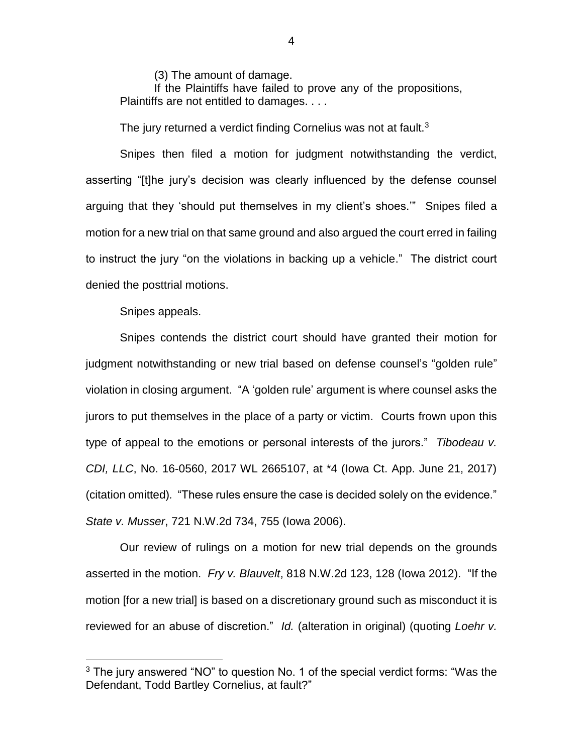(3) The amount of damage.

If the Plaintiffs have failed to prove any of the propositions, Plaintiffs are not entitled to damages. . . .

The jury returned a verdict finding Cornelius was not at fault.[3]

Snipes then filed a motion for judgment notwithstanding the verdict, asserting "[t]he jury's decision was clearly influenced by the defense counsel arguing that they 'should put themselves in my client's shoes.'" Snipes filed a motion for a new trial on that same ground and also argued the court erred in failing to instruct the jury "on the violations in backing up a vehicle." The district court denied the posttrial motions.

Snipes appeals.

Snipes contends the district court should have granted their motion for judgment notwithstanding or new trial based on defense counsel's "golden rule" violation in closing argument. "A 'golden rule' argument is where counsel asks the jurors to put themselves in the place of a party or victim. Courts frown upon this type of appeal to the emotions or personal interests of the jurors." *Tibodeau v. CDI, LLC*, No. 16-0560, 2017 WL 2665107, at *4 (Iowa Ct. App. June 21, 2017) (citation omitted). "These rules ensure the case is decided solely on the evidence." *State v. Musser*, 721 N.W.2d 734, 755 (Iowa 2006).

Our review of rulings on a motion for new trial depends on the grounds asserted in the motion. *Fry v. Blauvelt*, 818 N.W.2d 123, 128 (Iowa 2012). "If the motion [for a new trial] is based on a discretionary ground such as misconduct it is reviewed for an abuse of discretion." *Id.* (alteration in original) (quoting *Loehr v.*

---

[3] The jury answered "NO" to question No. 1 of the special verdict forms: "Was the Defendant, Todd Bartley Cornelius, at fault?"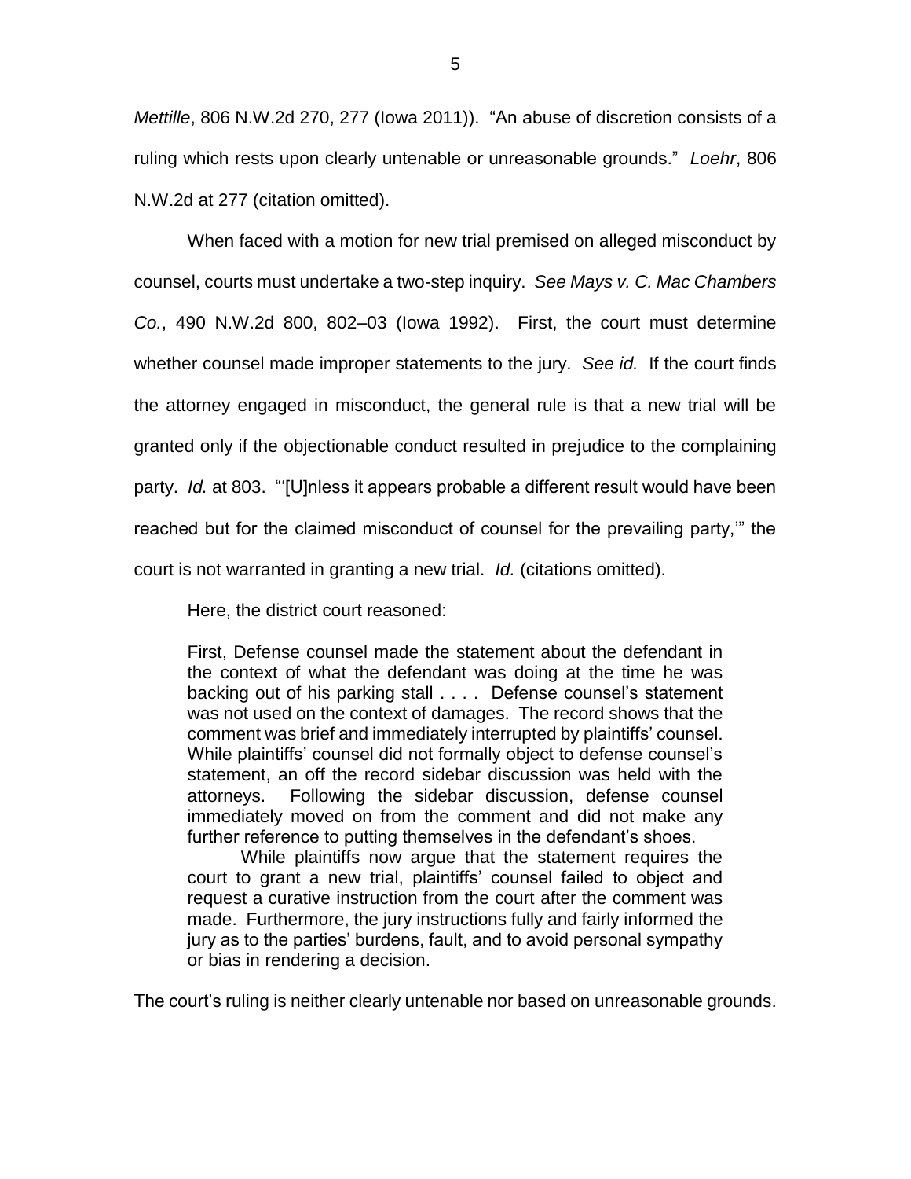*Mettille*, 806 N.W.2d 270, 277 (Iowa 2011)). "An abuse of discretion consists of a ruling which rests upon clearly untenable or unreasonable grounds." *Loehr*, 806 N.W.2d at 277 (citation omitted).

When faced with a motion for new trial premised on alleged misconduct by counsel, courts must undertake a two-step inquiry. *See Mays v. C. Mac Chambers Co.*, 490 N.W.2d 800, 802–03 (Iowa 1992). First, the court must determine whether counsel made improper statements to the jury. *See id.* If the court finds the attorney engaged in misconduct, the general rule is that a new trial will be granted only if the objectionable conduct resulted in prejudice to the complaining party. *Id.* at 803. "'[U]nless it appears probable a different result would have been reached but for the claimed misconduct of counsel for the prevailing party,'" the court is not warranted in granting a new trial. *Id.* (citations omitted).

Here, the district court reasoned:

> First, Defense counsel made the statement about the defendant in the context of what the defendant was doing at the time he was backing out of his parking stall . . . . Defense counsel's statement was not used on the context of damages. The record shows that the comment was brief and immediately interrupted by plaintiffs' counsel. While plaintiffs' counsel did not formally object to defense counsel's statement, an off the record sidebar discussion was held with the attorneys. Following the sidebar discussion, defense counsel immediately moved on from the comment and did not make any further reference to putting themselves in the defendant's shoes.
>
> While plaintiffs now argue that the statement requires the court to grant a new trial, plaintiffs' counsel failed to object and request a curative instruction from the court after the comment was made. Furthermore, the jury instructions fully and fairly informed the jury as to the parties' burdens, fault, and to avoid personal sympathy or bias in rendering a decision.

The court's ruling is neither clearly untenable nor based on unreasonable grounds.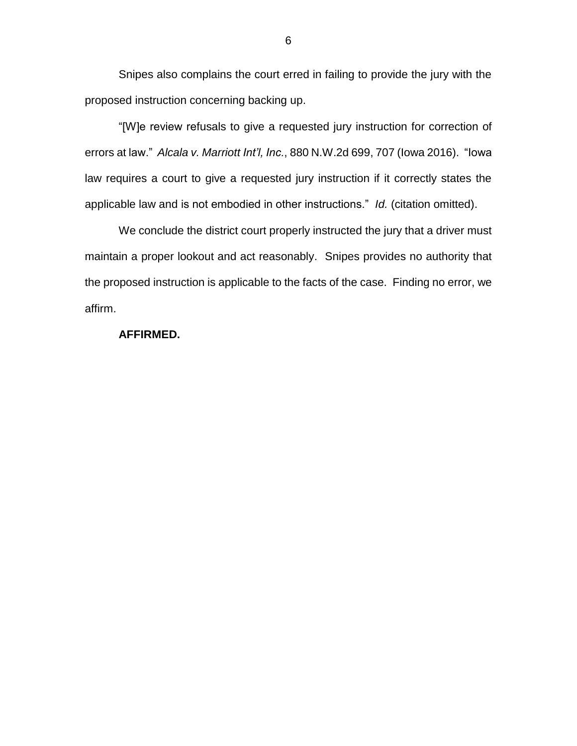Snipes also complains the court erred in failing to provide the jury with the proposed instruction concerning backing up.

"[W]e review refusals to give a requested jury instruction for correction of errors at law." *Alcala v. Marriott Int'l, Inc.*, 880 N.W.2d 699, 707 (Iowa 2016). "Iowa law requires a court to give a requested jury instruction if it correctly states the applicable law and is not embodied in other instructions." *Id.* (citation omitted).

We conclude the district court properly instructed the jury that a driver must maintain a proper lookout and act reasonably. Snipes provides no authority that the proposed instruction is applicable to the facts of the case. Finding no error, we affirm.

**AFFIRMED.**